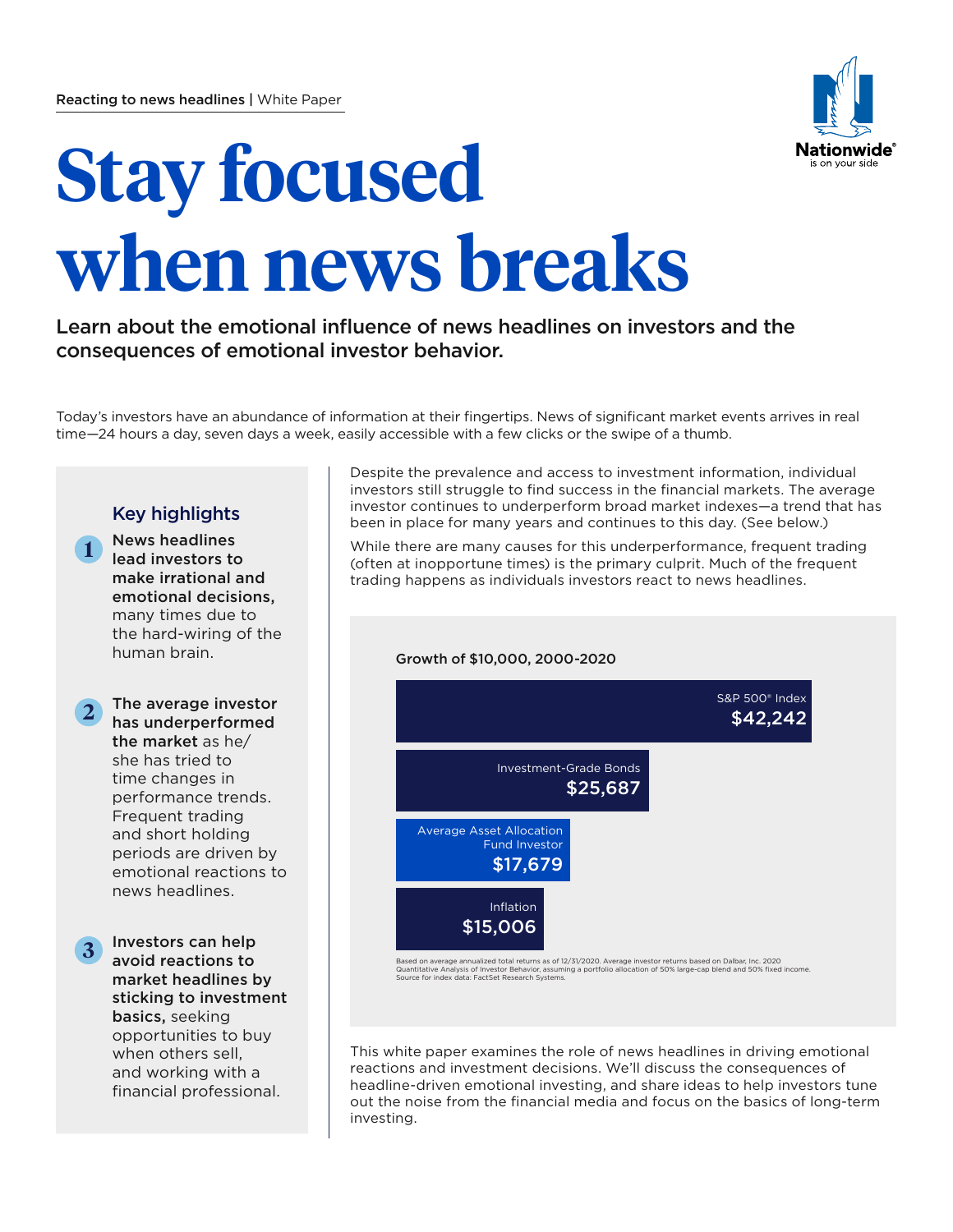Reacting to news headlines | White Paper

# Stay focused when news breaks

**Learn about the emotional influence of news headlines on investors and the consequences of emotional investor behavior.**

Today's investors have an abundance of information at their fingertips. News of significant market events arrives in real time—24 hours a day, seven days a week, easily accessible with a few clicks or the swipe of a thumb.

### Key highlights

1. **News headlines lead investors to make irrational and emotional decisions,** many times due to the hard-wiring of the human brain.

2. **The average investor has underperformed the market** as he/she has tried to time changes in performance trends. Frequent trading and short holding periods are driven by emotional reactions to news headlines.

3. **Investors can help avoid reactions to market headlines by sticking to investment basics,** seeking opportunities to buy when others sell, and working with a financial professional.

Despite the prevalence and access to investment information, individual investors still struggle to find success in the financial markets. The average investor continues to underperform broad market indexes—a trend that has been in place for many years and continues to this day. (See below.)

While there are many causes for this underperformance, frequent trading (often at inopportune times) is the primary culprit. Much of the frequent trading happens as individuals investors react to news headlines.

Growth of $10,000, 2000-2020

S&P 500® Index
$42,242

Investment-Grade Bonds
$25,687

Average Asset Allocation Fund Investor
$17,679

Inflation
$15,006

Based on average annualized total returns as of 12/31/2020. Average investor returns based on Dalbar, Inc. 2020 Quantitative Analysis of Investor Behavior, assuming a portfolio allocation of 50% large-cap blend and 50% fixed income. Source for index data: FactSet Research Systems.

This white paper examines the role of news headlines in driving emotional reactions and investment decisions. We'll discuss the consequences of headline-driven emotional investing, and share ideas to help investors tune out the noise from the financial media and focus on the basics of long-term investing.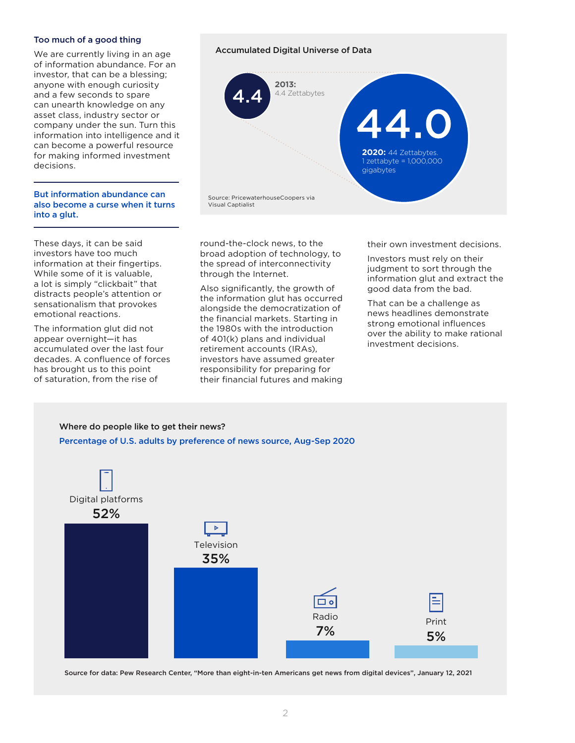### Too much of a good thing

We are currently living in an age of information abundance. For an investor, that can be a blessing; anyone with enough curiosity and a few seconds to spare can unearth knowledge on any asset class, industry sector or company under the sun. Turn this information into intelligence and it can become a powerful resource for making informed investment decisions.

**But information abundance can also become a curse when it turns into a glut.**

Accumulated Digital Universe of Data

4.4

**2013:** 4.4 Zettabytes

44.0

**2020:** 44 Zettabytes. 1 zettabyte = 1,000,000 gigabytes

Source: PricewaterhouseCoopers via Visual Captialist

These days, it can be said investors have too much information at their fingertips. While some of it is valuable, a lot is simply "clickbait" that distracts people's attention or sensationalism that provokes emotional reactions.

The information glut did not appear overnight—it has accumulated over the last four decades. A confluence of forces has brought us to this point of saturation, from the rise of round-the-clock news, to the broad adoption of technology, to the spread of interconnectivity through the Internet.

Also significantly, the growth of the information glut has occurred alongside the democratization of the financial markets. Starting in the 1980s with the introduction of 401(k) plans and individual retirement accounts (IRAs), investors have assumed greater responsibility for preparing for their financial futures and making their own investment decisions.

Investors must rely on their judgment to sort through the information glut and extract the good data from the bad.

That can be a challenge as news headlines demonstrate strong emotional influences over the ability to make rational investment decisions.

Where do people like to get their news?

Percentage of U.S. adults by preference of news source, Aug-Sep 2020

Digital platforms
52%

Television
35%

Radio
7%

Print
5%

Source for data: Pew Research Center, "More than eight-in-ten Americans get news from digital devices", January 12, 2021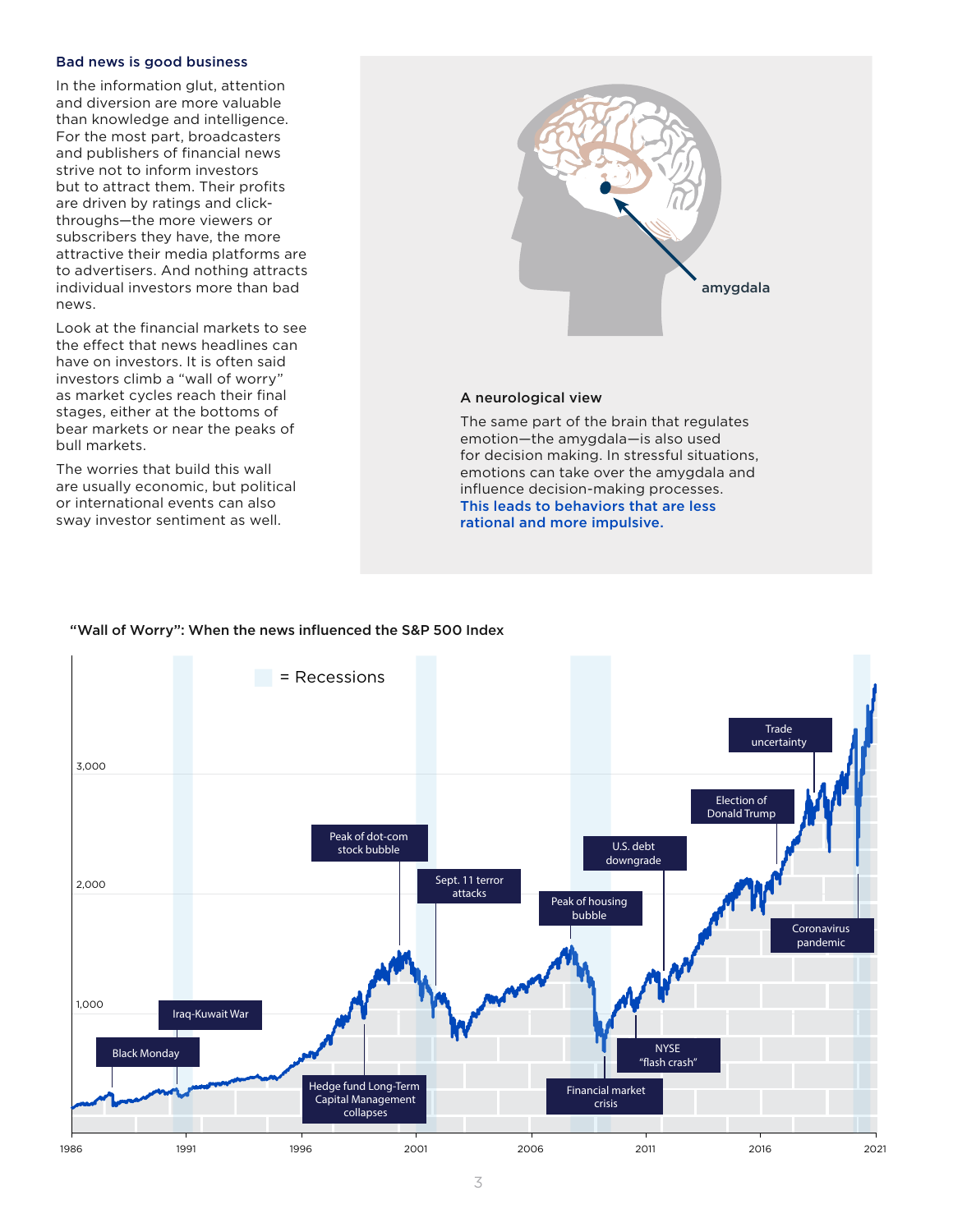## Bad news is good business

In the information glut, attention and diversion are more valuable than knowledge and intelligence. For the most part, broadcasters and publishers of financial news strive not to inform investors but to attract them. Their profits are driven by ratings and click-throughs—the more viewers or subscribers they have, the more attractive their media platforms are to advertisers. And nothing attracts individual investors more than bad news.

Look at the financial markets to see the effect that news headlines can have on investors. It is often said investors climb a "wall of worry" as market cycles reach their final stages, either at the bottoms of bear markets or near the peaks of bull markets.

The worries that build this wall are usually economic, but political or international events can also sway investor sentiment as well.

amygdala

### A neurological view

The same part of the brain that regulates emotion—the amygdala—is also used for decision making. In stressful situations, emotions can take over the amygdala and influence decision-making processes. **This leads to behaviors that are less rational and more impulsive.**

### "Wall of Worry": When the news influenced the S&P 500 Index

= Recessions

3,000
2,000
1,000

Black Monday
Iraq-Kuwait War
Hedge fund Long-Term Capital Management collapses
Peak of dot-com stock bubble
Sept. 11 terror attacks
Peak of housing bubble
Financial market crisis
NYSE "flash crash"
U.S. debt downgrade
Election of Donald Trump
Trade uncertainty
Coronavirus pandemic

1986
1991
1996
2001
2006
2011
2016
2021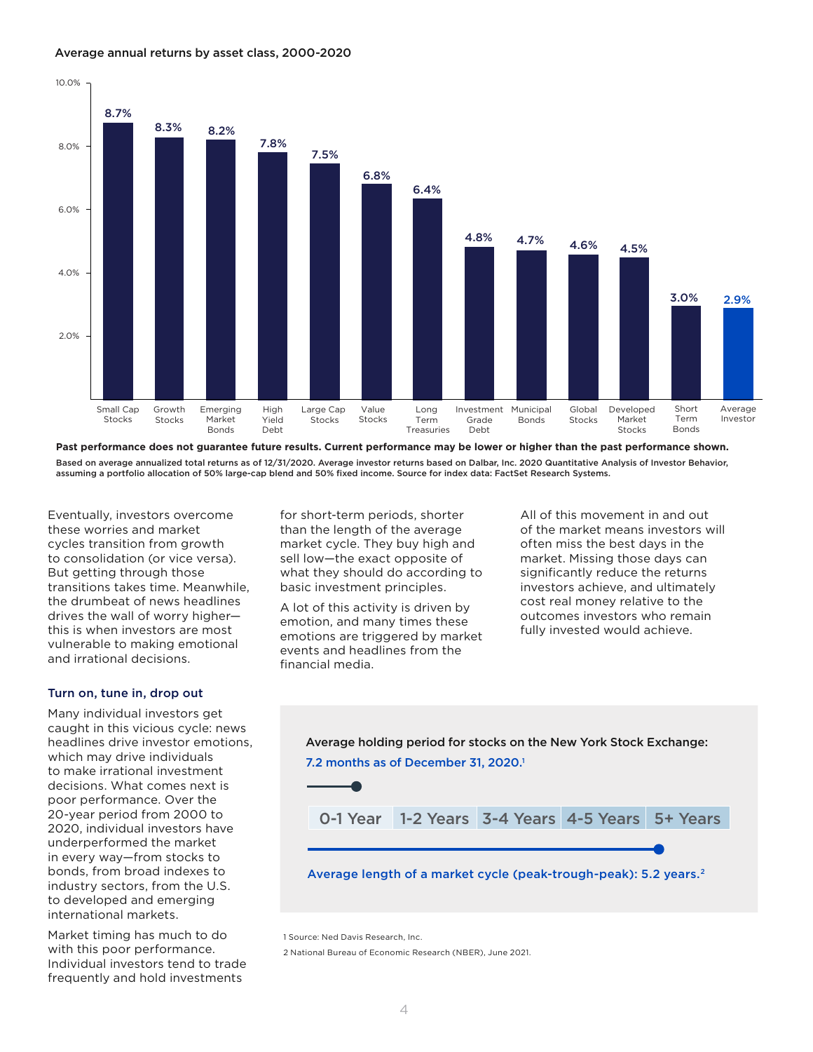Average annual returns by asset class, 2000-2020

10.0%
8.0%
6.0%
4.0%
2.0%

8.7% Small Cap Stocks
8.3% Growth Stocks
8.2% Emerging Market Bonds
7.8% High Yield Debt
7.5% Large Cap Stocks
6.8% Value Stocks
6.4% Long Term Treasuries
4.8% Investment Grade Debt
4.7% Municipal Bonds
4.6% Global Stocks
4.5% Developed Market Stocks
3.0% Short Term Bonds
2.9% Average Investor

**Past performance does not guarantee future results. Current performance may be lower or higher than the past performance shown.**

**Based on average annualized total returns as of 12/31/2020. Average investor returns based on Dalbar, Inc. 2020 Quantitative Analysis of Investor Behavior, assuming a portfolio allocation of 50% large-cap blend and 50% fixed income. Source for index data: FactSet Research Systems.**

Eventually, investors overcome these worries and market cycles transition from growth to consolidation (or vice versa). But getting through those transitions takes time. Meanwhile, the drumbeat of news headlines drives the wall of worry higher—this is when investors are most vulnerable to making emotional and irrational decisions.

### Turn on, tune in, drop out

Many individual investors get caught in this vicious cycle: news headlines drive investor emotions, which may drive individuals to make irrational investment decisions. What comes next is poor performance. Over the 20-year period from 2000 to 2020, individual investors have underperformed the market in every way—from stocks to bonds, from broad indexes to industry sectors, from the U.S. to developed and emerging international markets.

Market timing has much to do with this poor performance. Individual investors tend to trade frequently and hold investments for short-term periods, shorter than the length of the average market cycle. They buy high and sell low—the exact opposite of what they should do according to basic investment principles.

A lot of this activity is driven by emotion, and many times these emotions are triggered by market events and headlines from the financial media.

All of this movement in and out of the market means investors will often miss the best days in the market. Missing those days can significantly reduce the returns investors achieve, and ultimately cost real money relative to the outcomes investors who remain fully invested would achieve.

Average holding period for stocks on the New York Stock Exchange:
7.2 months as of December 31, 2020.[1]

0-1 Year | 1-2 Years | 3-4 Years | 4-5 Years | 5+ Years

Average length of a market cycle (peak-trough-peak): 5.2 years.[2]

1 Source: Ned Davis Research, Inc.

2 National Bureau of Economic Research (NBER), June 2021.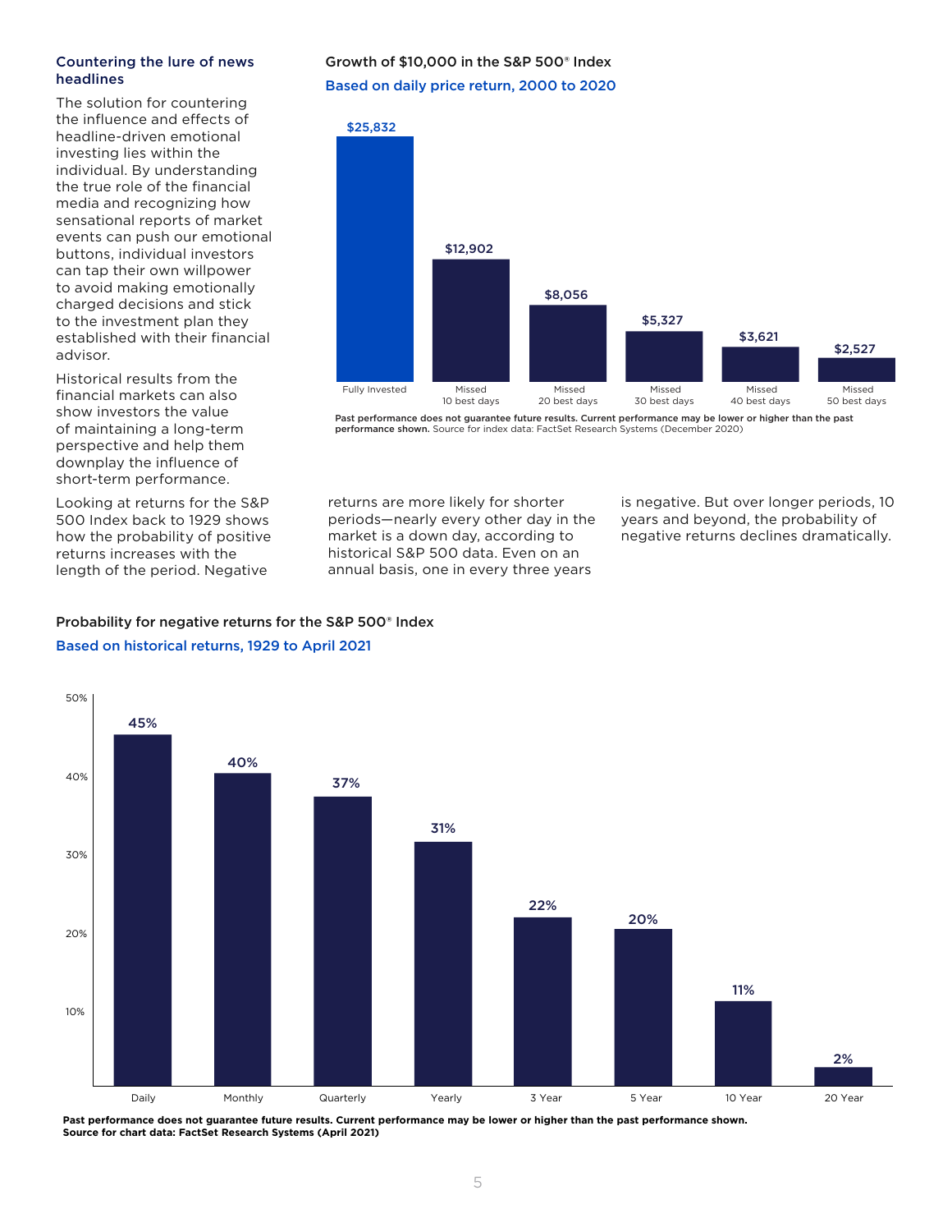## Countering the lure of news headlines

The solution for countering the influence and effects of headline-driven emotional investing lies within the individual. By understanding the true role of the financial media and recognizing how sensational reports of market events can push our emotional buttons, individual investors can tap their own willpower to avoid making emotionally charged decisions and stick to the investment plan they established with their financial advisor.

Historical results from the financial markets can also show investors the value of maintaining a long-term perspective and help them downplay the influence of short-term performance.

Looking at returns for the S&P 500 Index back to 1929 shows how the probability of positive returns increases with the length of the period. Negative returns are more likely for shorter periods—nearly every other day in the market is a down day, according to historical S&P 500 data. Even on an annual basis, one in every three years is negative. But over longer periods, 10 years and beyond, the probability of negative returns declines dramatically.

### Growth of $10,000 in the S&P 500® Index

Based on daily price return, 2000 to 2020

$25,832
Fully Invested

$12,902
Missed 10 best days

$8,056
Missed 20 best days

$5,327
Missed 30 best days

$3,621
Missed 40 best days

$2,527
Missed 50 best days

**Past performance does not guarantee future results. Current performance may be lower or higher than the past performance shown.** Source for index data: FactSet Research Systems (December 2020)

### Probability for negative returns for the S&P 500® Index

Based on historical returns, 1929 to April 2021

50%
40%
30%
20%
10%

45%
Daily

40%
Monthly

37%
Quarterly

31%
Yearly

22%
3 Year

20%
5 Year

11%
10 Year

2%
20 Year

**Past performance does not guarantee future results. Current performance may be lower or higher than the past performance shown. Source for chart data: FactSet Research Systems (April 2021)**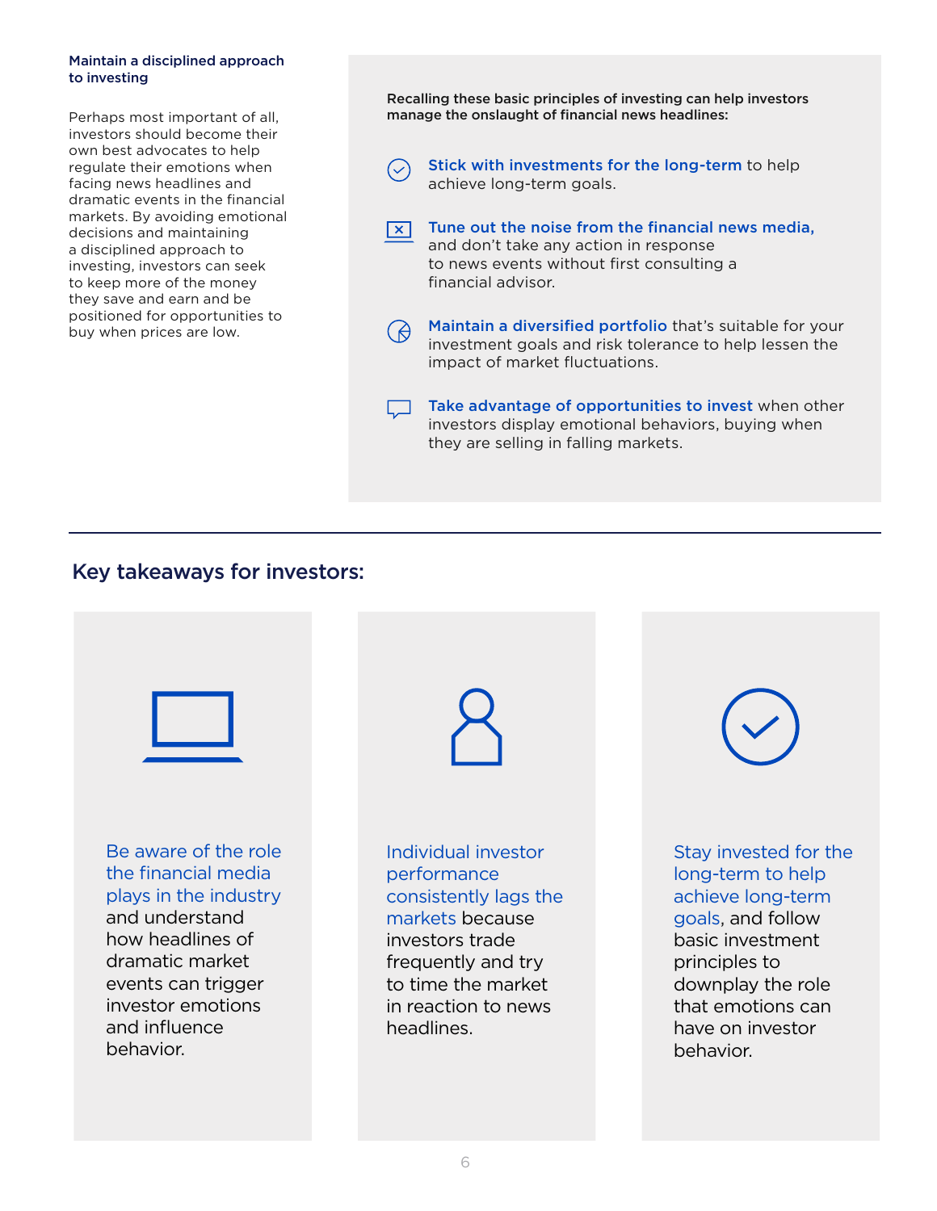### Maintain a disciplined approach to investing

Perhaps most important of all, investors should become their own best advocates to help regulate their emotions when facing news headlines and dramatic events in the financial markets. By avoiding emotional decisions and maintaining a disciplined approach to investing, investors can seek to keep more of the money they save and earn and be positioned for opportunities to buy when prices are low.

**Recalling these basic principles of investing can help investors manage the onslaught of financial news headlines:**

- **Stick with investments for the long-term** to help achieve long-term goals.
- **Tune out the noise from the financial news media,** and don't take any action in response to news events without first consulting a financial advisor.
- **Maintain a diversified portfolio** that's suitable for your investment goals and risk tolerance to help lessen the impact of market fluctuations.
- **Take advantage of opportunities to invest** when other investors display emotional behaviors, buying when they are selling in falling markets.

## Key takeaways for investors:

Be aware of the role the financial media plays in the industry and understand how headlines of dramatic market events can trigger investor emotions and influence behavior.

Individual investor performance consistently lags the markets because investors trade frequently and try to time the market in reaction to news headlines.

Stay invested for the long-term to help achieve long-term goals, and follow basic investment principles to downplay the role that emotions can have on investor behavior.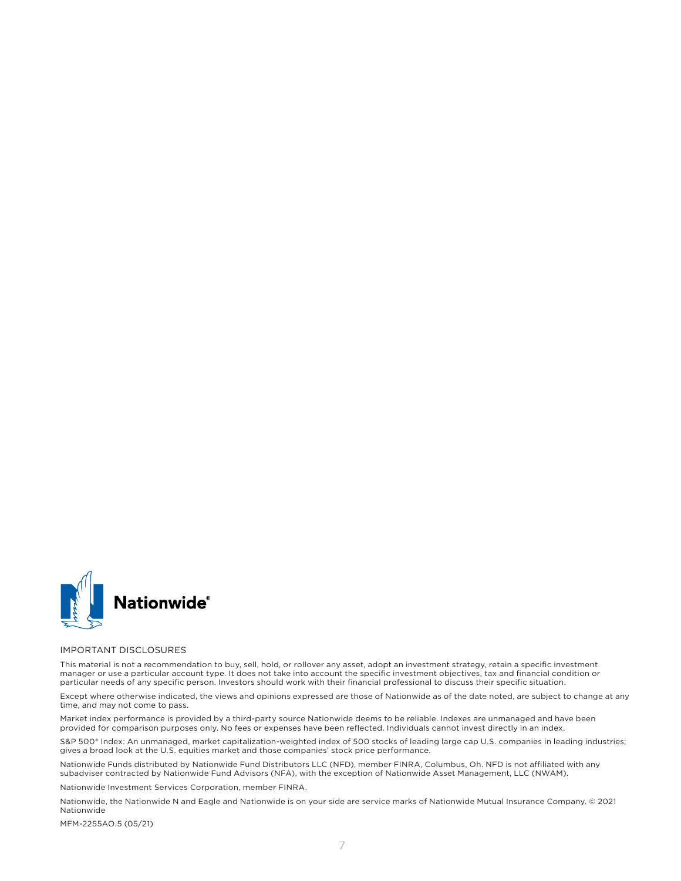Nationwide®

## IMPORTANT DISCLOSURES

This material is not a recommendation to buy, sell, hold, or rollover any asset, adopt an investment strategy, retain a specific investment manager or use a particular account type. It does not take into account the specific investment objectives, tax and financial condition or particular needs of any specific person. Investors should work with their financial professional to discuss their specific situation.

Except where otherwise indicated, the views and opinions expressed are those of Nationwide as of the date noted, are subject to change at any time, and may not come to pass.

Market index performance is provided by a third-party source Nationwide deems to be reliable. Indexes are unmanaged and have been provided for comparison purposes only. No fees or expenses have been reflected. Individuals cannot invest directly in an index.

S&P 500® Index: An unmanaged, market capitalization-weighted index of 500 stocks of leading large cap U.S. companies in leading industries; gives a broad look at the U.S. equities market and those companies' stock price performance.

Nationwide Funds distributed by Nationwide Fund Distributors LLC (NFD), member FINRA, Columbus, Oh. NFD is not affiliated with any subadviser contracted by Nationwide Fund Advisors (NFA), with the exception of Nationwide Asset Management, LLC (NWAM).

Nationwide Investment Services Corporation, member FINRA.

Nationwide, the Nationwide N and Eagle and Nationwide is on your side are service marks of Nationwide Mutual Insurance Company. © 2021 Nationwide

MFM-2255AO.5 (05/21)